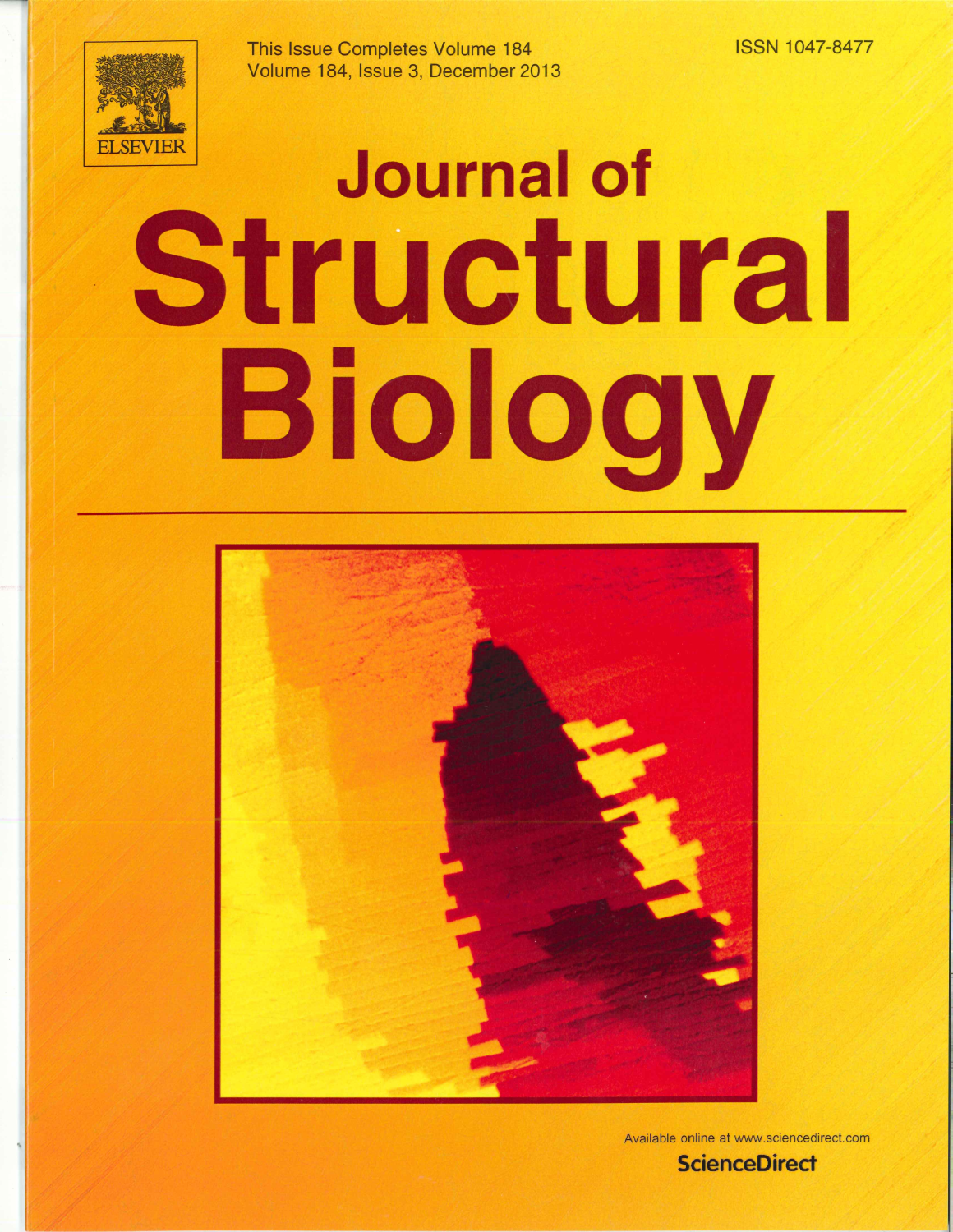ELSEVIER

This Issue Completes Volume 184
Volume 184, Issue 3, December 2013

ISSN 1047-8477

# Journal of Structural Biology

Available online at www.sciencedirect.com

ScienceDirect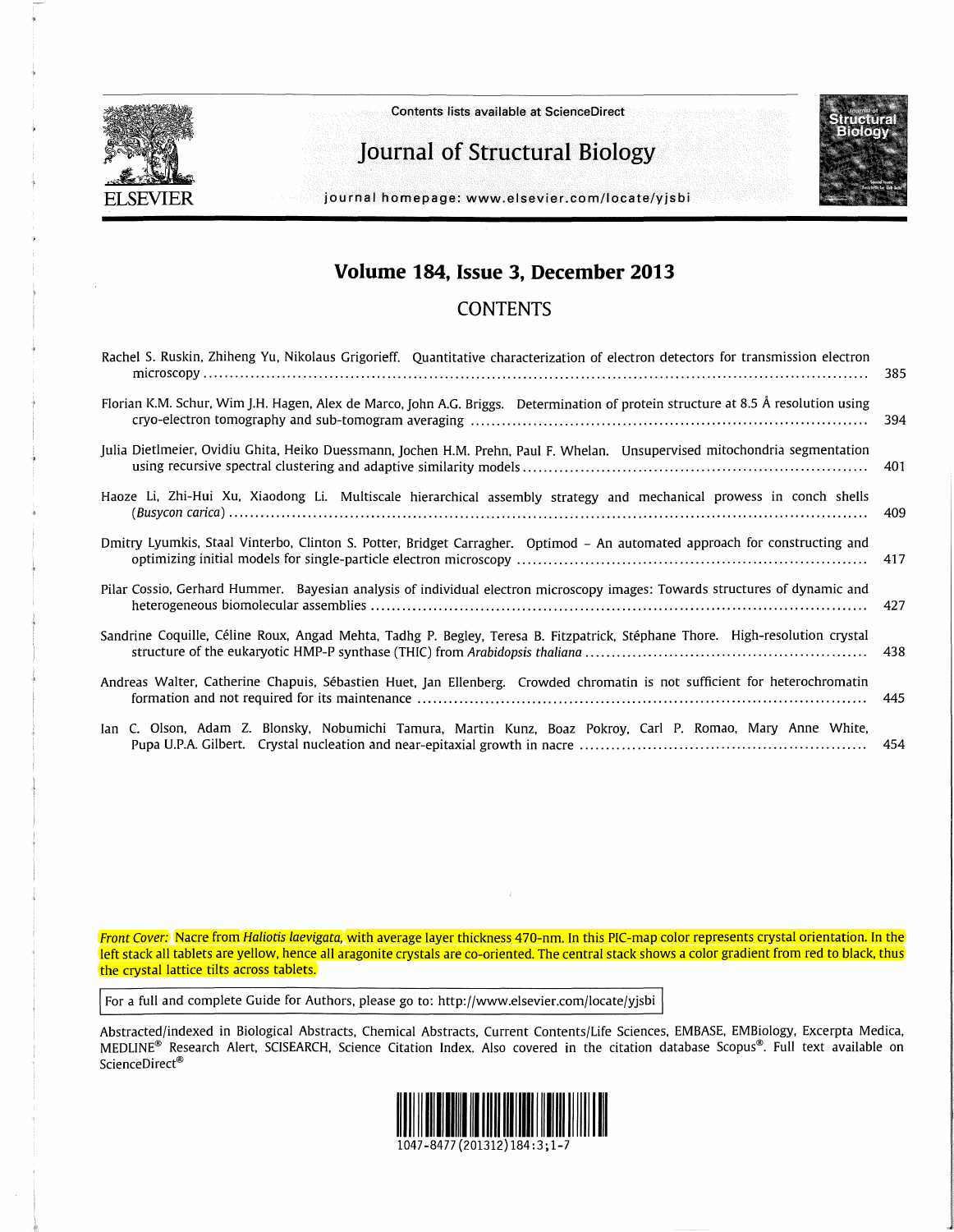Contents lists available at ScienceDirect

# Journal of Structural Biology

journal homepage: www.elsevier.com/locate/yjsbi

## Volume 184, Issue 3, December 2013

## CONTENTS

Rachel S. Ruskin, Zhiheng Yu, Nikolaus Grigorieff. Quantitative characterization of electron detectors for transmission electron microscopy ..... 385

Florian K.M. Schur, Wim J.H. Hagen, Alex de Marco, John A.G. Briggs. Determination of protein structure at 8.5 Å resolution using cryo-electron tomography and sub-tomogram averaging ..... 394

Julia Dietlmeier, Ovidiu Ghita, Heiko Duessmann, Jochen H.M. Prehn, Paul F. Whelan. Unsupervised mitochondria segmentation using recursive spectral clustering and adaptive similarity models ..... 401

Haoze Li, Zhi-Hui Xu, Xiaodong Li. Multiscale hierarchical assembly strategy and mechanical prowess in conch shells (*Busycon carica*) ..... 409

Dmitry Lyumkis, Staal Vinterbo, Clinton S. Potter, Bridget Carragher. Optimod – An automated approach for constructing and optimizing initial models for single-particle electron microscopy ..... 417

Pilar Cossio, Gerhard Hummer. Bayesian analysis of individual electron microscopy images: Towards structures of dynamic and heterogeneous biomolecular assemblies ..... 427

Sandrine Coquille, Céline Roux, Angad Mehta, Tadhg P. Begley, Teresa B. Fitzpatrick, Stéphane Thore. High-resolution crystal structure of the eukaryotic HMP-P synthase (THIC) from *Arabidopsis thaliana* ..... 438

Andreas Walter, Catherine Chapuis, Sébastien Huet, Jan Ellenberg. Crowded chromatin is not sufficient for heterochromatin formation and not required for its maintenance ..... 445

Ian C. Olson, Adam Z. Blonsky, Nobumichi Tamura, Martin Kunz, Boaz Pokroy, Carl P. Romao, Mary Anne White, Pupa U.P.A. Gilbert. Crystal nucleation and near-epitaxial growth in nacre ..... 454

*Front Cover:* Nacre from *Haliotis laevigata*, with average layer thickness 470-nm. In this PIC-map color represents crystal orientation. In the left stack all tablets are yellow, hence all aragonite crystals are co-oriented. The central stack shows a color gradient from red to black, thus the crystal lattice tilts across tablets.

For a full and complete Guide for Authors, please go to: http://www.elsevier.com/locate/yjsbi

Abstracted/indexed in Biological Abstracts, Chemical Abstracts, Current Contents/Life Sciences, EMBASE, EMBiology, Excerpta Medica, MEDLINE® Research Alert, SCISEARCH, Science Citation Index. Also covered in the citation database Scopus®. Full text available on ScienceDirect®

1047-8477(201312)184:3;1-7